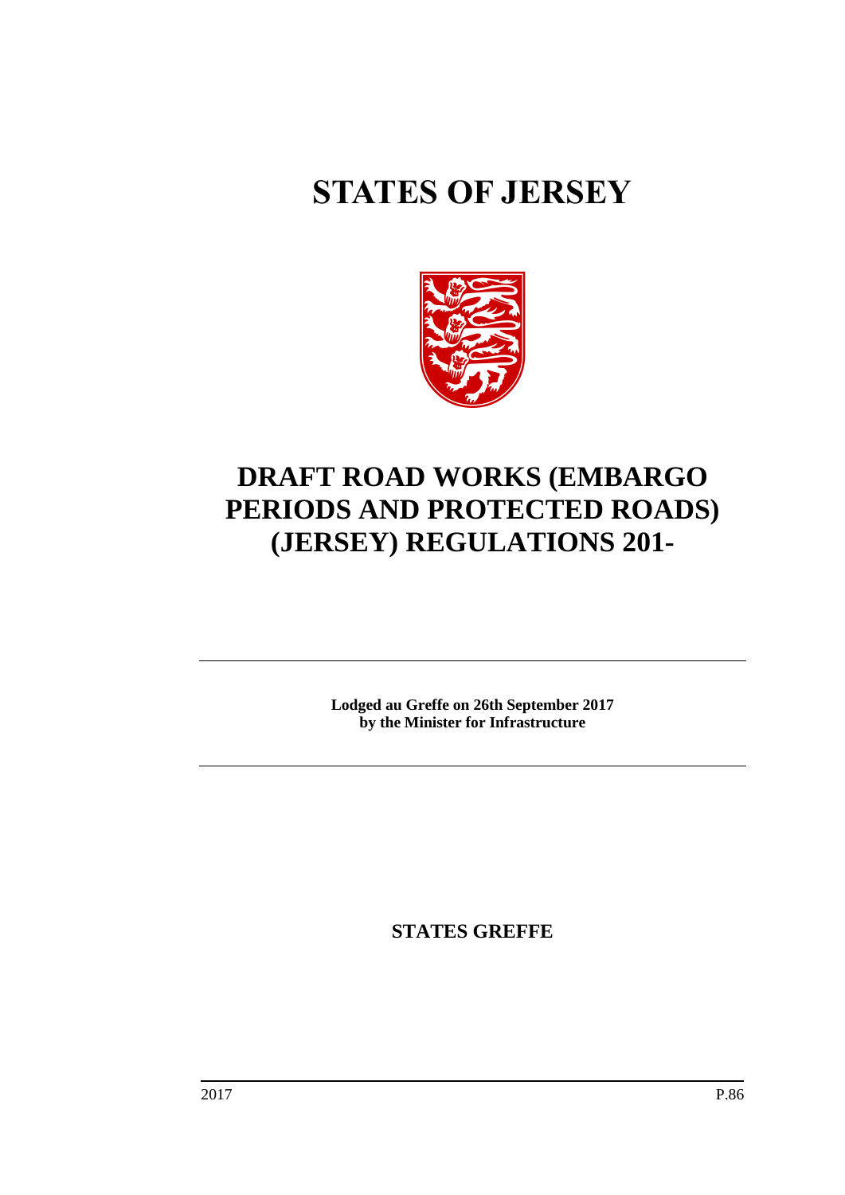# STATES OF JERSEY

# DRAFT ROAD WORKS (EMBARGO PERIODS AND PROTECTED ROADS) (JERSEY) REGULATIONS 201-

**Lodged au Greffe on 26th September 2017**
**by the Minister for Infrastructure**

**STATES GREFFE**

2017 P.86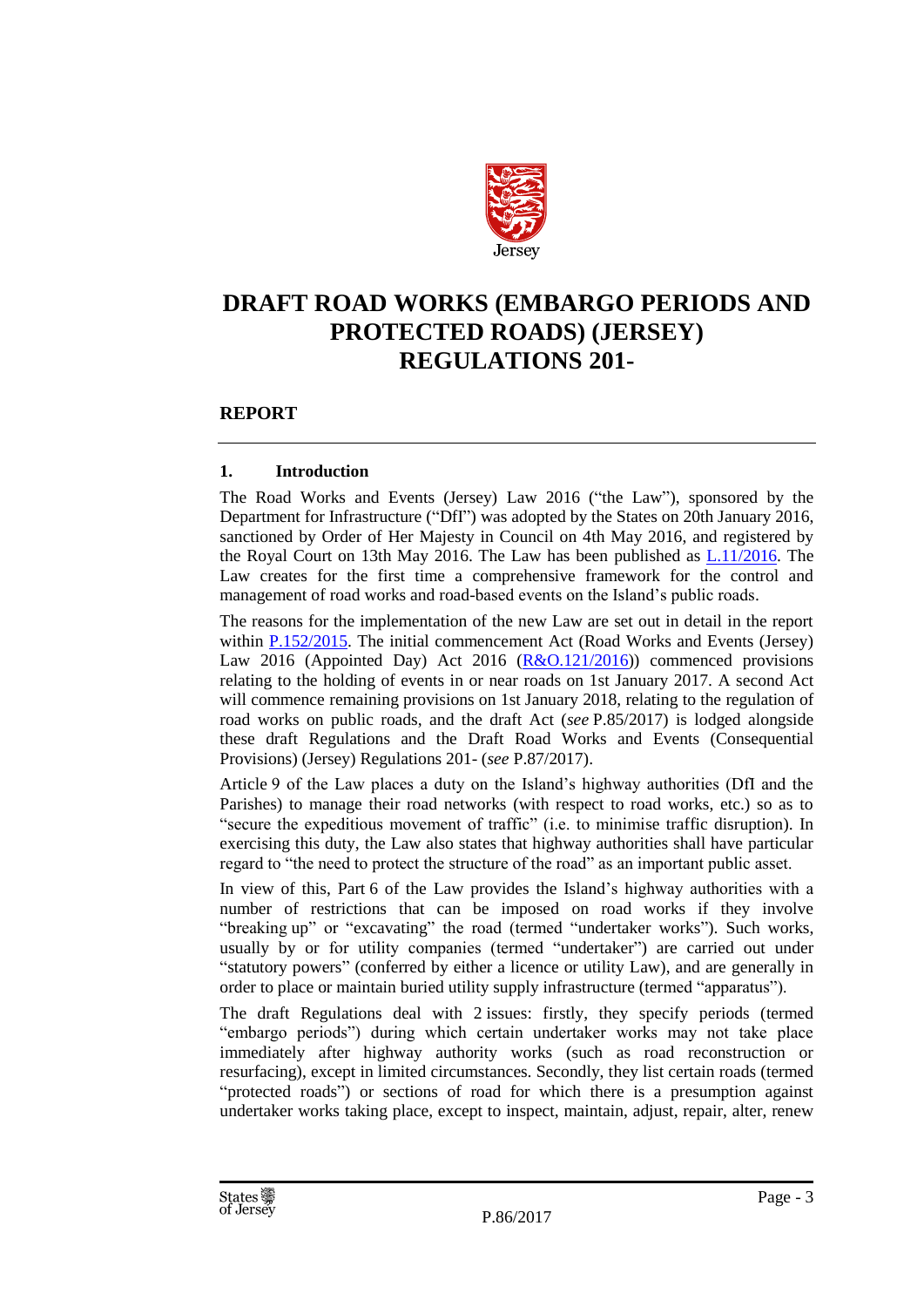Jersey

# DRAFT ROAD WORKS (EMBARGO PERIODS AND PROTECTED ROADS) (JERSEY) REGULATIONS 201-

## REPORT

### 1. Introduction

The Road Works and Events (Jersey) Law 2016 ("the Law"), sponsored by the Department for Infrastructure ("DfI") was adopted by the States on 20th January 2016, sanctioned by Order of Her Majesty in Council on 4th May 2016, and registered by the Royal Court on 13th May 2016. The Law has been published as L.11/2016. The Law creates for the first time a comprehensive framework for the control and management of road works and road-based events on the Island's public roads.

The reasons for the implementation of the new Law are set out in detail in the report within P.152/2015. The initial commencement Act (Road Works and Events (Jersey) Law 2016 (Appointed Day) Act 2016 (R&O.121/2016)) commenced provisions relating to the holding of events in or near roads on 1st January 2017. A second Act will commence remaining provisions on 1st January 2018, relating to the regulation of road works on public roads, and the draft Act (*see* P.85/2017) is lodged alongside these draft Regulations and the Draft Road Works and Events (Consequential Provisions) (Jersey) Regulations 201- (*see* P.87/2017).

Article 9 of the Law places a duty on the Island's highway authorities (DfI and the Parishes) to manage their road networks (with respect to road works, etc.) so as to "secure the expeditious movement of traffic" (i.e. to minimise traffic disruption). In exercising this duty, the Law also states that highway authorities shall have particular regard to "the need to protect the structure of the road" as an important public asset.

In view of this, Part 6 of the Law provides the Island's highway authorities with a number of restrictions that can be imposed on road works if they involve "breaking up" or "excavating" the road (termed "undertaker works"). Such works, usually by or for utility companies (termed "undertaker") are carried out under "statutory powers" (conferred by either a licence or utility Law), and are generally in order to place or maintain buried utility supply infrastructure (termed "apparatus").

The draft Regulations deal with 2 issues: firstly, they specify periods (termed "embargo periods") during which certain undertaker works may not take place immediately after highway authority works (such as road reconstruction or resurfacing), except in limited circumstances. Secondly, they list certain roads (termed "protected roads") or sections of road for which there is a presumption against undertaker works taking place, except to inspect, maintain, adjust, repair, alter, renew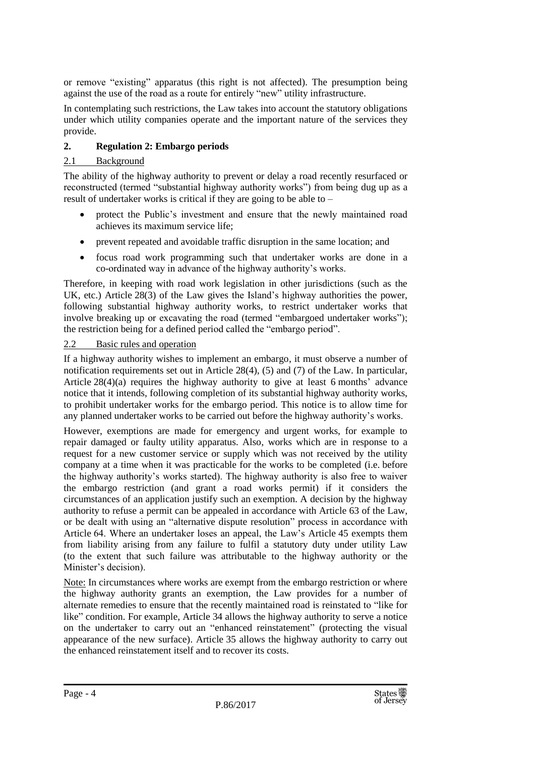or remove "existing" apparatus (this right is not affected). The presumption being against the use of the road as a route for entirely "new" utility infrastructure.

In contemplating such restrictions, the Law takes into account the statutory obligations under which utility companies operate and the important nature of the services they provide.

### 2. Regulation 2: Embargo periods

#### 2.1 Background

The ability of the highway authority to prevent or delay a road recently resurfaced or reconstructed (termed "substantial highway authority works") from being dug up as a result of undertaker works is critical if they are going to be able to –

- protect the Public's investment and ensure that the newly maintained road achieves its maximum service life;
- prevent repeated and avoidable traffic disruption in the same location; and
- focus road work programming such that undertaker works are done in a co-ordinated way in advance of the highway authority's works.

Therefore, in keeping with road work legislation in other jurisdictions (such as the UK, etc.) Article 28(3) of the Law gives the Island's highway authorities the power, following substantial highway authority works, to restrict undertaker works that involve breaking up or excavating the road (termed "embargoed undertaker works"); the restriction being for a defined period called the "embargo period".

#### 2.2 Basic rules and operation

If a highway authority wishes to implement an embargo, it must observe a number of notification requirements set out in Article 28(4), (5) and (7) of the Law. In particular, Article 28(4)(a) requires the highway authority to give at least 6 months' advance notice that it intends, following completion of its substantial highway authority works, to prohibit undertaker works for the embargo period. This notice is to allow time for any planned undertaker works to be carried out before the highway authority's works.

However, exemptions are made for emergency and urgent works, for example to repair damaged or faulty utility apparatus. Also, works which are in response to a request for a new customer service or supply which was not received by the utility company at a time when it was practicable for the works to be completed (i.e. before the highway authority's works started). The highway authority is also free to waiver the embargo restriction (and grant a road works permit) if it considers the circumstances of an application justify such an exemption. A decision by the highway authority to refuse a permit can be appealed in accordance with Article 63 of the Law, or be dealt with using an "alternative dispute resolution" process in accordance with Article 64. Where an undertaker loses an appeal, the Law's Article 45 exempts them from liability arising from any failure to fulfil a statutory duty under utility Law (to the extent that such failure was attributable to the highway authority or the Minister's decision).

Note: In circumstances where works are exempt from the embargo restriction or where the highway authority grants an exemption, the Law provides for a number of alternate remedies to ensure that the recently maintained road is reinstated to "like for like" condition. For example, Article 34 allows the highway authority to serve a notice on the undertaker to carry out an "enhanced reinstatement" (protecting the visual appearance of the new surface). Article 35 allows the highway authority to carry out the enhanced reinstatement itself and to recover its costs.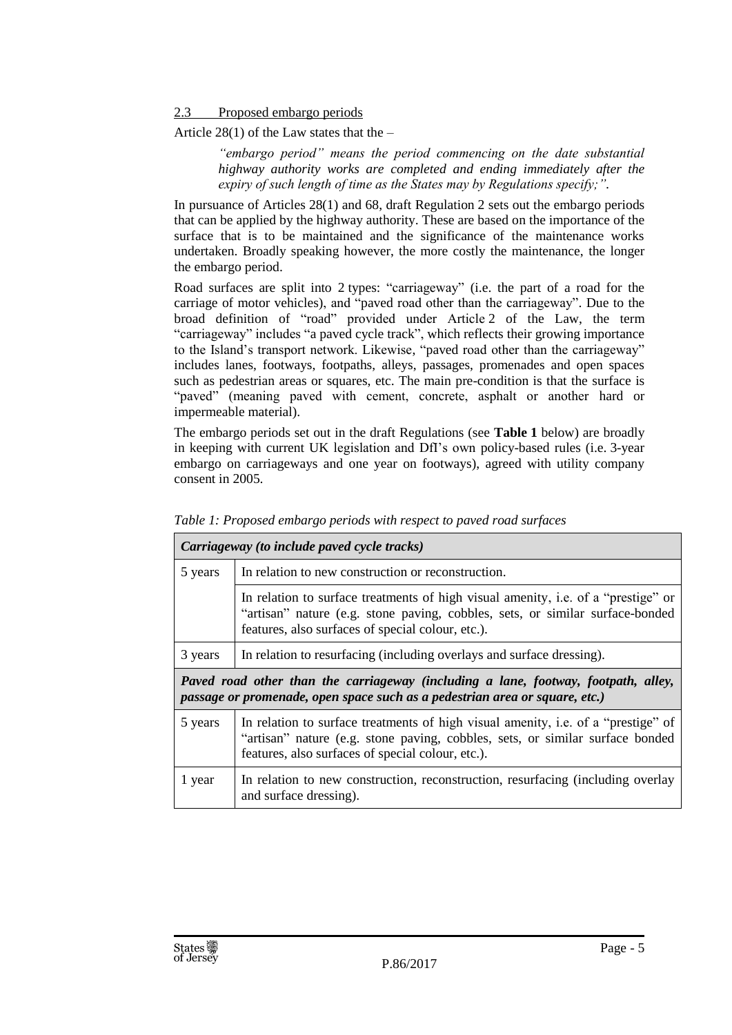## 2.3 Proposed embargo periods

Article 28(1) of the Law states that the –

> *"embargo period" means the period commencing on the date substantial highway authority works are completed and ending immediately after the expiry of such length of time as the States may by Regulations specify;".*

In pursuance of Articles 28(1) and 68, draft Regulation 2 sets out the embargo periods that can be applied by the highway authority. These are based on the importance of the surface that is to be maintained and the significance of the maintenance works undertaken. Broadly speaking however, the more costly the maintenance, the longer the embargo period.

Road surfaces are split into 2 types: "carriageway" (i.e. the part of a road for the carriage of motor vehicles), and "paved road other than the carriageway". Due to the broad definition of "road" provided under Article 2 of the Law, the term "carriageway" includes "a paved cycle track", which reflects their growing importance to the Island's transport network. Likewise, "paved road other than the carriageway" includes lanes, footways, footpaths, alleys, passages, promenades and open spaces such as pedestrian areas or squares, etc. The main pre-condition is that the surface is "paved" (meaning paved with cement, concrete, asphalt or another hard or impermeable material).

The embargo periods set out in the draft Regulations (see **Table 1** below) are broadly in keeping with current UK legislation and DfI's own policy-based rules (i.e. 3-year embargo on carriageways and one year on footways), agreed with utility company consent in 2005.

*Table 1: Proposed embargo periods with respect to paved road surfaces*

| ***Carriageway (to include paved cycle tracks)*** | |
|---|---|
| 5 years | In relation to new construction or reconstruction. |
| | In relation to surface treatments of high visual amenity, i.e. of a "prestige" or "artisan" nature (e.g. stone paving, cobbles, sets, or similar surface-bonded features, also surfaces of special colour, etc.). |
| 3 years | In relation to resurfacing (including overlays and surface dressing). |
| ***Paved road other than the carriageway (including a lane, footway, footpath, alley, passage or promenade, open space such as a pedestrian area or square, etc.)*** | |
| 5 years | In relation to surface treatments of high visual amenity, i.e. of a "prestige" of "artisan" nature (e.g. stone paving, cobbles, sets, or similar surface bonded features, also surfaces of special colour, etc.). |
| 1 year | In relation to new construction, reconstruction, resurfacing (including overlay and surface dressing). |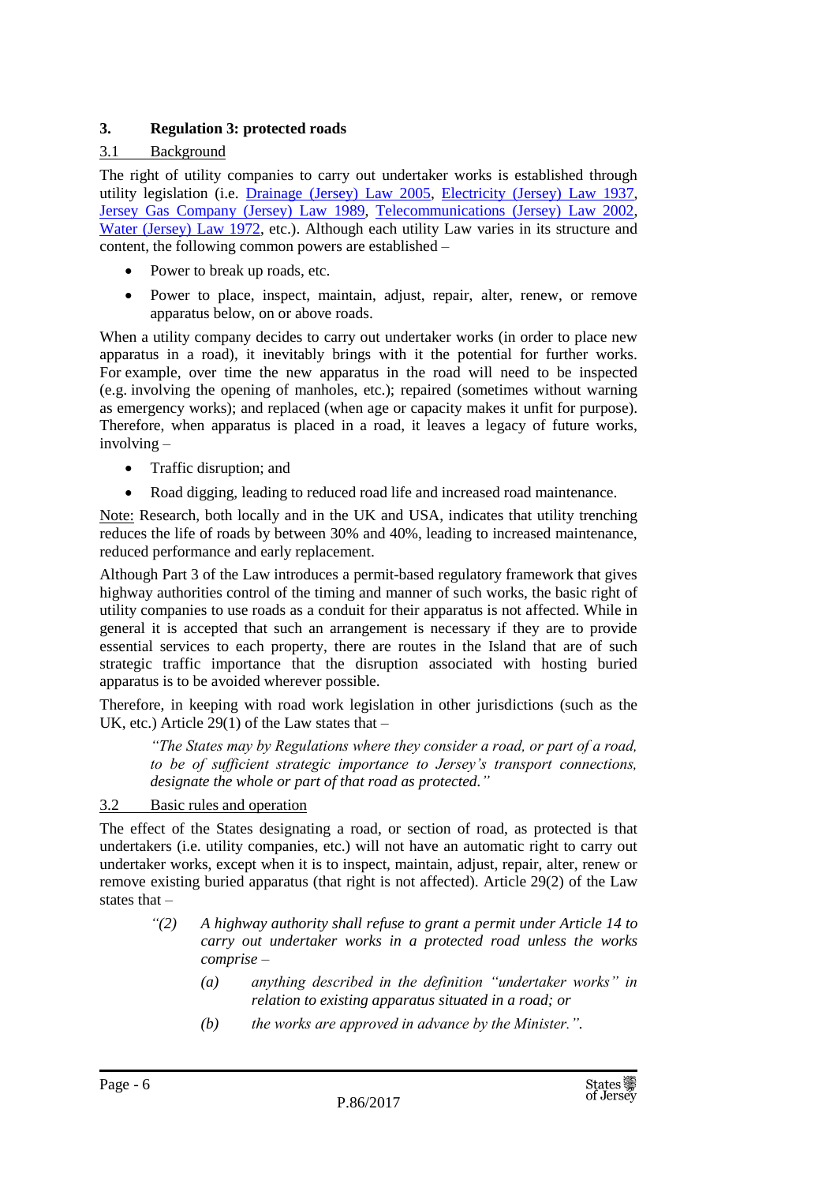## 3. Regulation 3: protected roads

### 3.1 Background

The right of utility companies to carry out undertaker works is established through utility legislation (i.e. Drainage (Jersey) Law 2005, Electricity (Jersey) Law 1937, Jersey Gas Company (Jersey) Law 1989, Telecommunications (Jersey) Law 2002, Water (Jersey) Law 1972, etc.). Although each utility Law varies in its structure and content, the following common powers are established –

- Power to break up roads, etc.
- Power to place, inspect, maintain, adjust, repair, alter, renew, or remove apparatus below, on or above roads.

When a utility company decides to carry out undertaker works (in order to place new apparatus in a road), it inevitably brings with it the potential for further works. For example, over time the new apparatus in the road will need to be inspected (e.g. involving the opening of manholes, etc.); repaired (sometimes without warning as emergency works); and replaced (when age or capacity makes it unfit for purpose). Therefore, when apparatus is placed in a road, it leaves a legacy of future works, involving –

- Traffic disruption; and
- Road digging, leading to reduced road life and increased road maintenance.

Note: Research, both locally and in the UK and USA, indicates that utility trenching reduces the life of roads by between 30% and 40%, leading to increased maintenance, reduced performance and early replacement.

Although Part 3 of the Law introduces a permit-based regulatory framework that gives highway authorities control of the timing and manner of such works, the basic right of utility companies to use roads as a conduit for their apparatus is not affected. While in general it is accepted that such an arrangement is necessary if they are to provide essential services to each property, there are routes in the Island that are of such strategic traffic importance that the disruption associated with hosting buried apparatus is to be avoided wherever possible.

Therefore, in keeping with road work legislation in other jurisdictions (such as the UK, etc.) Article 29(1) of the Law states that –

> *"The States may by Regulations where they consider a road, or part of a road, to be of sufficient strategic importance to Jersey's transport connections, designate the whole or part of that road as protected."*

### 3.2 Basic rules and operation

The effect of the States designating a road, or section of road, as protected is that undertakers (i.e. utility companies, etc.) will not have an automatic right to carry out undertaker works, except when it is to inspect, maintain, adjust, repair, alter, renew or remove existing buried apparatus (that right is not affected). Article 29(2) of the Law states that –

> *"(2) A highway authority shall refuse to grant a permit under Article 14 to carry out undertaker works in a protected road unless the works comprise –*
>
> *(a) anything described in the definition "undertaker works" in relation to existing apparatus situated in a road; or*
>
> *(b) the works are approved in advance by the Minister.".*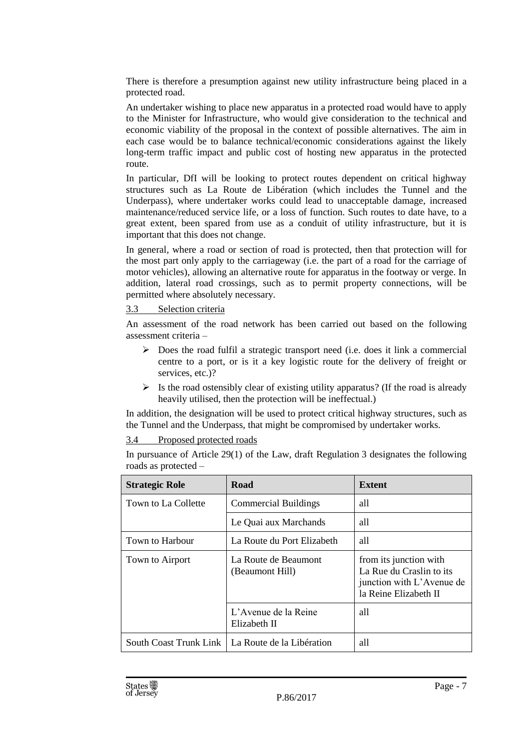There is therefore a presumption against new utility infrastructure being placed in a protected road.

An undertaker wishing to place new apparatus in a protected road would have to apply to the Minister for Infrastructure, who would give consideration to the technical and economic viability of the proposal in the context of possible alternatives. The aim in each case would be to balance technical/economic considerations against the likely long-term traffic impact and public cost of hosting new apparatus in the protected route.

In particular, DfI will be looking to protect routes dependent on critical highway structures such as La Route de Libération (which includes the Tunnel and the Underpass), where undertaker works could lead to unacceptable damage, increased maintenance/reduced service life, or a loss of function. Such routes to date have, to a great extent, been spared from use as a conduit of utility infrastructure, but it is important that this does not change.

In general, where a road or section of road is protected, then that protection will for the most part only apply to the carriageway (i.e. the part of a road for the carriage of motor vehicles), allowing an alternative route for apparatus in the footway or verge. In addition, lateral road crossings, such as to permit property connections, will be permitted where absolutely necessary.

### 3.3 Selection criteria

An assessment of the road network has been carried out based on the following assessment criteria –

- Does the road fulfil a strategic transport need (i.e. does it link a commercial centre to a port, or is it a key logistic route for the delivery of freight or services, etc.)?
- Is the road ostensibly clear of existing utility apparatus? (If the road is already heavily utilised, then the protection will be ineffectual.)

In addition, the designation will be used to protect critical highway structures, such as the Tunnel and the Underpass, that might be compromised by undertaker works.

### 3.4 Proposed protected roads

In pursuance of Article 29(1) of the Law, draft Regulation 3 designates the following roads as protected –

| Strategic Role | Road | Extent |
|---|---|---|
| Town to La Collette | Commercial Buildings | all |
| | Le Quai aux Marchands | all |
| Town to Harbour | La Route du Port Elizabeth | all |
| Town to Airport | La Route de Beaumont (Beaumont Hill) | from its junction with La Rue du Craslin to its junction with L'Avenue de la Reine Elizabeth II |
| | L'Avenue de la Reine Elizabeth II | all |
| South Coast Trunk Link | La Route de la Libération | all |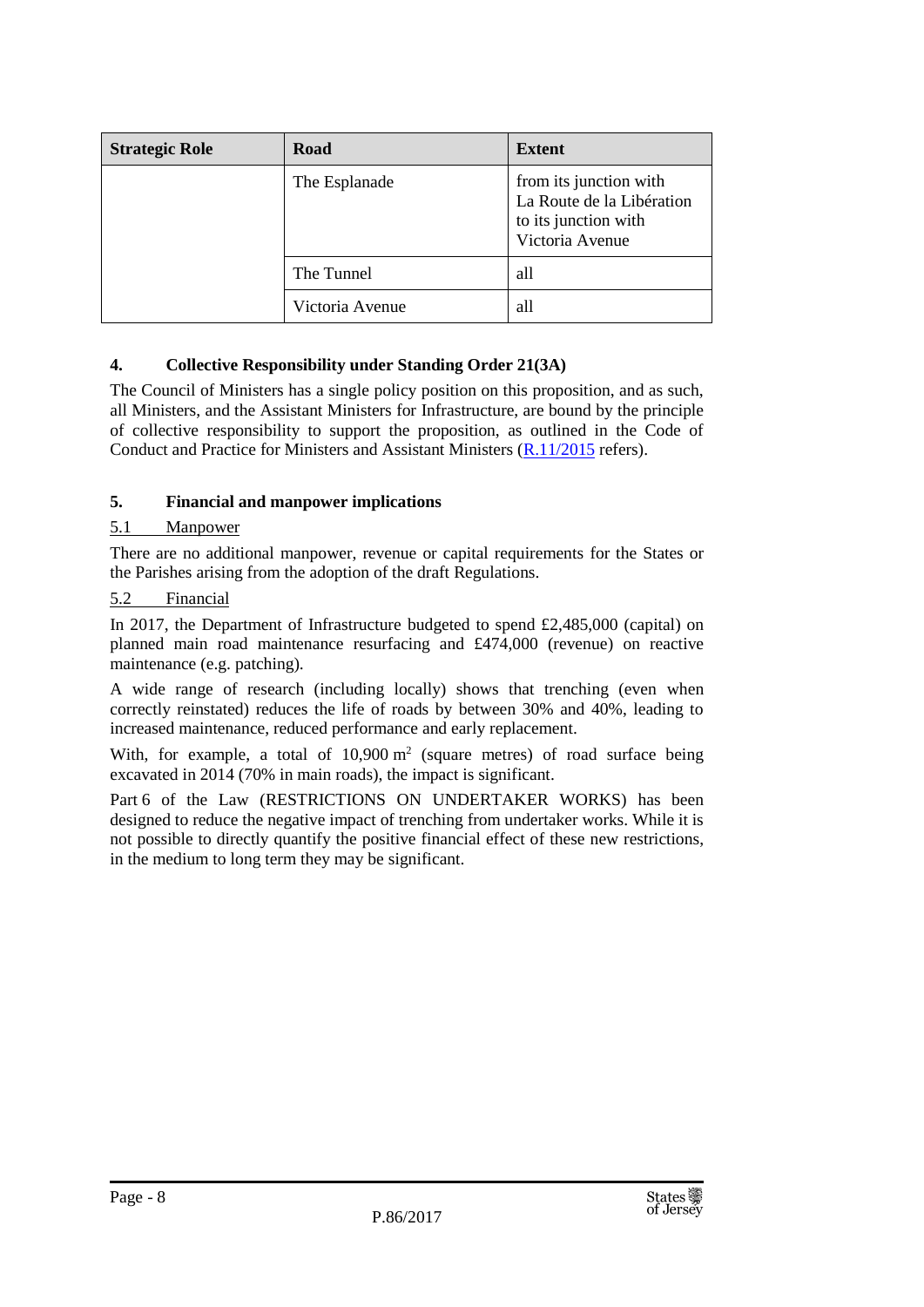| Strategic Role | Road | Extent |
|---|---|---|
| | The Esplanade | from its junction with La Route de la Libération to its junction with Victoria Avenue |
| | The Tunnel | all |
| | Victoria Avenue | all |

## 4. Collective Responsibility under Standing Order 21(3A)

The Council of Ministers has a single policy position on this proposition, and as such, all Ministers, and the Assistant Ministers for Infrastructure, are bound by the principle of collective responsibility to support the proposition, as outlined in the Code of Conduct and Practice for Ministers and Assistant Ministers (R.11/2015 refers).

## 5. Financial and manpower implications

### 5.1 Manpower

There are no additional manpower, revenue or capital requirements for the States or the Parishes arising from the adoption of the draft Regulations.

### 5.2 Financial

In 2017, the Department of Infrastructure budgeted to spend £2,485,000 (capital) on planned main road maintenance resurfacing and £474,000 (revenue) on reactive maintenance (e.g. patching).

A wide range of research (including locally) shows that trenching (even when correctly reinstated) reduces the life of roads by between 30% and 40%, leading to increased maintenance, reduced performance and early replacement.

With, for example, a total of 10,900 $m^2$ (square metres) of road surface being excavated in 2014 (70% in main roads), the impact is significant.

Part 6 of the Law (RESTRICTIONS ON UNDERTAKER WORKS) has been designed to reduce the negative impact of trenching from undertaker works. While it is not possible to directly quantify the positive financial effect of these new restrictions, in the medium to long term they may be significant.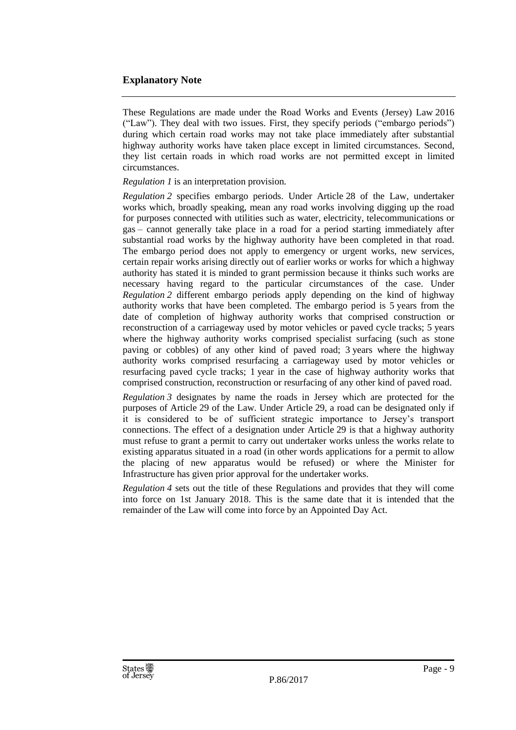## Explanatory Note

These Regulations are made under the Road Works and Events (Jersey) Law 2016 ("Law"). They deal with two issues. First, they specify periods ("embargo periods") during which certain road works may not take place immediately after substantial highway authority works have taken place except in limited circumstances. Second, they list certain roads in which road works are not permitted except in limited circumstances.

*Regulation 1* is an interpretation provision.

*Regulation 2* specifies embargo periods. Under Article 28 of the Law, undertaker works which, broadly speaking, mean any road works involving digging up the road for purposes connected with utilities such as water, electricity, telecommunications or gas – cannot generally take place in a road for a period starting immediately after substantial road works by the highway authority have been completed in that road. The embargo period does not apply to emergency or urgent works, new services, certain repair works arising directly out of earlier works or works for which a highway authority has stated it is minded to grant permission because it thinks such works are necessary having regard to the particular circumstances of the case. Under *Regulation 2* different embargo periods apply depending on the kind of highway authority works that have been completed. The embargo period is 5 years from the date of completion of highway authority works that comprised construction or reconstruction of a carriageway used by motor vehicles or paved cycle tracks; 5 years where the highway authority works comprised specialist surfacing (such as stone paving or cobbles) of any other kind of paved road; 3 years where the highway authority works comprised resurfacing a carriageway used by motor vehicles or resurfacing paved cycle tracks; 1 year in the case of highway authority works that comprised construction, reconstruction or resurfacing of any other kind of paved road.

*Regulation 3* designates by name the roads in Jersey which are protected for the purposes of Article 29 of the Law. Under Article 29, a road can be designated only if it is considered to be of sufficient strategic importance to Jersey's transport connections. The effect of a designation under Article 29 is that a highway authority must refuse to grant a permit to carry out undertaker works unless the works relate to existing apparatus situated in a road (in other words applications for a permit to allow the placing of new apparatus would be refused) or where the Minister for Infrastructure has given prior approval for the undertaker works.

*Regulation 4* sets out the title of these Regulations and provides that they will come into force on 1st January 2018. This is the same date that it is intended that the remainder of the Law will come into force by an Appointed Day Act.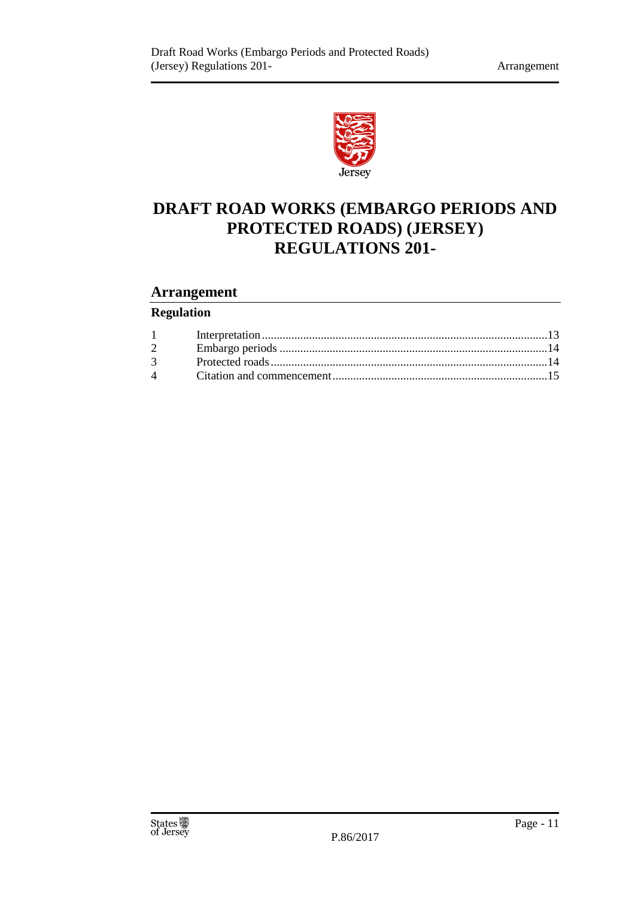# DRAFT ROAD WORKS (EMBARGO PERIODS AND PROTECTED ROADS) (JERSEY) REGULATIONS 201-

## Arrangement

### Regulation

| | | |
|---|---|---|
| 1 | Interpretation | 13 |
| 2 | Embargo periods | 14 |
| 3 | Protected roads | 14 |
| 4 | Citation and commencement | 15 |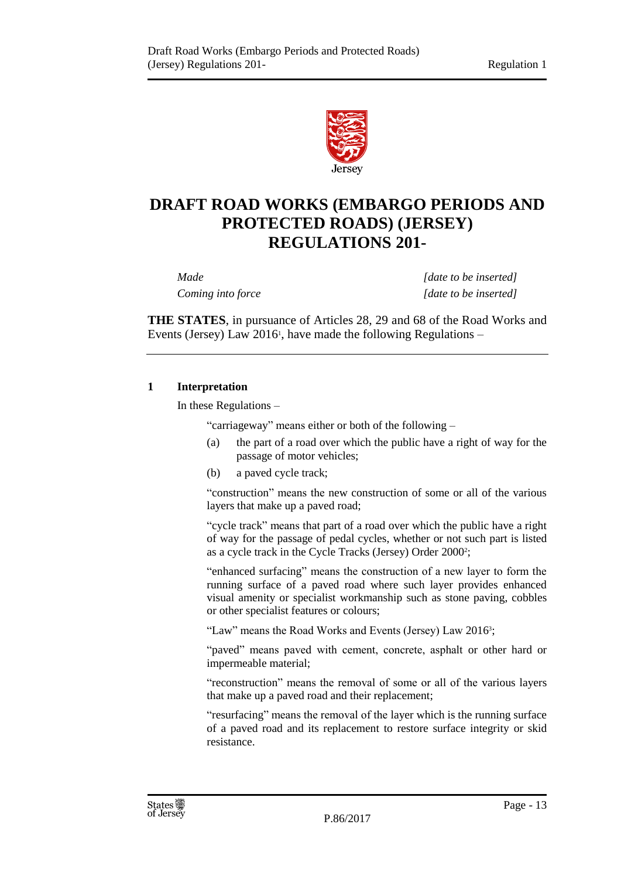# DRAFT ROAD WORKS (EMBARGO PERIODS AND PROTECTED ROADS) (JERSEY) REGULATIONS 201-

*Made* *[date to be inserted]*

*Coming into force* *[date to be inserted]*

**THE STATES**, in pursuance of Articles 28, 29 and 68 of the Road Works and Events (Jersey) Law 2016[1], have made the following Regulations –

## 1 Interpretation

In these Regulations –

"carriageway" means either or both of the following –

(a) the part of a road over which the public have a right of way for the passage of motor vehicles;

(b) a paved cycle track;

"construction" means the new construction of some or all of the various layers that make up a paved road;

"cycle track" means that part of a road over which the public have a right of way for the passage of pedal cycles, whether or not such part is listed as a cycle track in the Cycle Tracks (Jersey) Order 2000[2];

"enhanced surfacing" means the construction of a new layer to form the running surface of a paved road where such layer provides enhanced visual amenity or specialist workmanship such as stone paving, cobbles or other specialist features or colours;

"Law" means the Road Works and Events (Jersey) Law 2016[3];

"paved" means paved with cement, concrete, asphalt or other hard or impermeable material;

"reconstruction" means the removal of some or all of the various layers that make up a paved road and their replacement;

"resurfacing" means the removal of the layer which is the running surface of a paved road and its replacement to restore surface integrity or skid resistance.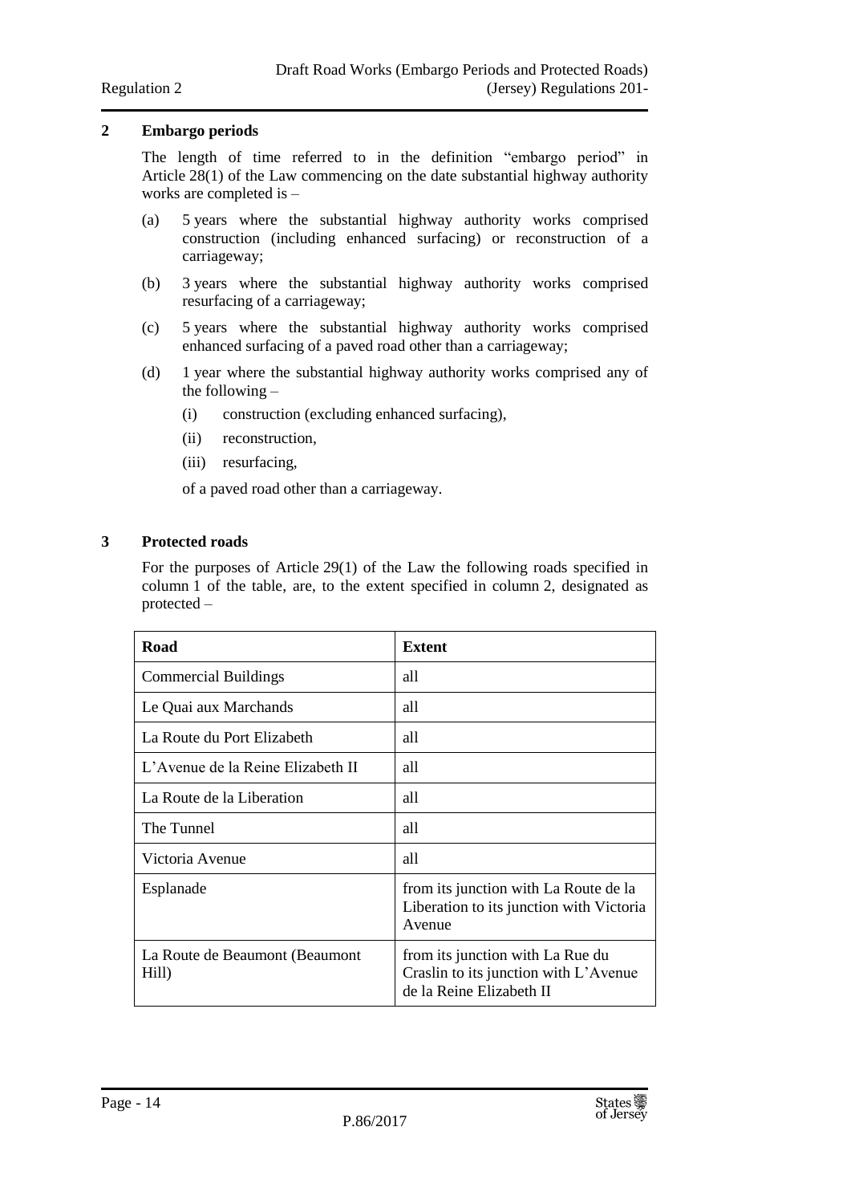## 2 Embargo periods

The length of time referred to in the definition "embargo period" in Article 28(1) of the Law commencing on the date substantial highway authority works are completed is –

(a) 5 years where the substantial highway authority works comprised construction (including enhanced surfacing) or reconstruction of a carriageway;

(b) 3 years where the substantial highway authority works comprised resurfacing of a carriageway;

(c) 5 years where the substantial highway authority works comprised enhanced surfacing of a paved road other than a carriageway;

(d) 1 year where the substantial highway authority works comprised any of the following –

(i) construction (excluding enhanced surfacing),

(ii) reconstruction,

(iii) resurfacing,

of a paved road other than a carriageway.

## 3 Protected roads

For the purposes of Article 29(1) of the Law the following roads specified in column 1 of the table, are, to the extent specified in column 2, designated as protected –

| Road | Extent |
|---|---|
| Commercial Buildings | all |
| Le Quai aux Marchands | all |
| La Route du Port Elizabeth | all |
| L'Avenue de la Reine Elizabeth II | all |
| La Route de la Liberation | all |
| The Tunnel | all |
| Victoria Avenue | all |
| Esplanade | from its junction with La Route de la Liberation to its junction with Victoria Avenue |
| La Route de Beaumont (Beaumont Hill) | from its junction with La Rue du Craslin to its junction with L'Avenue de la Reine Elizabeth II |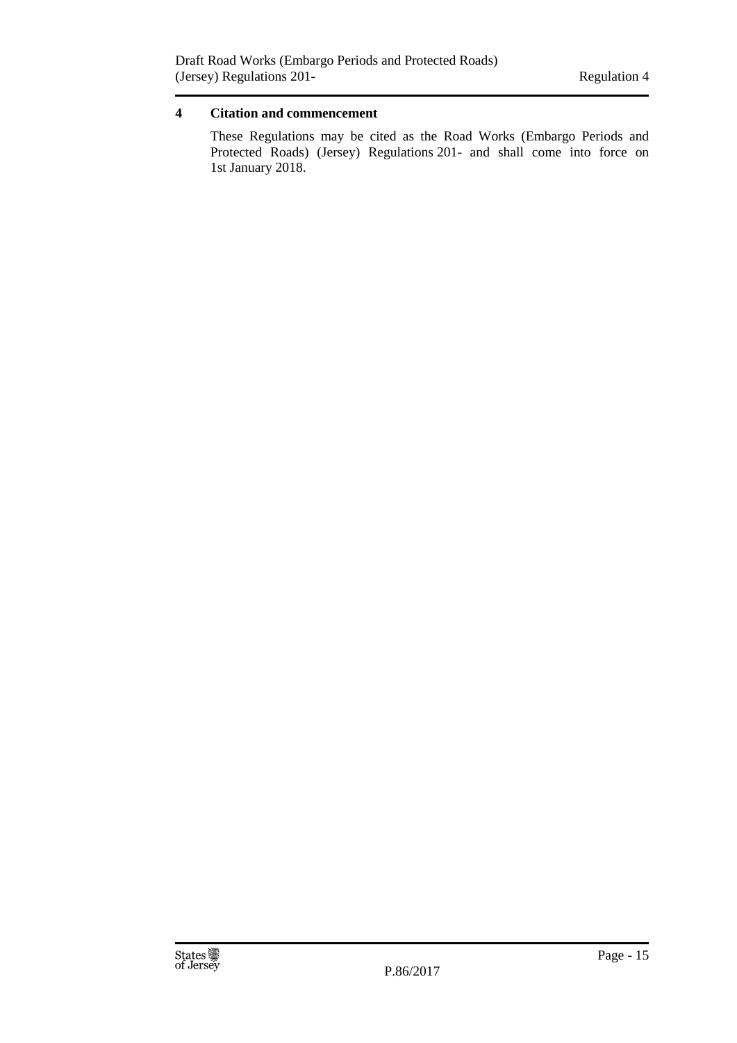## 4 Citation and commencement

These Regulations may be cited as the Road Works (Embargo Periods and Protected Roads) (Jersey) Regulations 201- and shall come into force on 1st January 2018.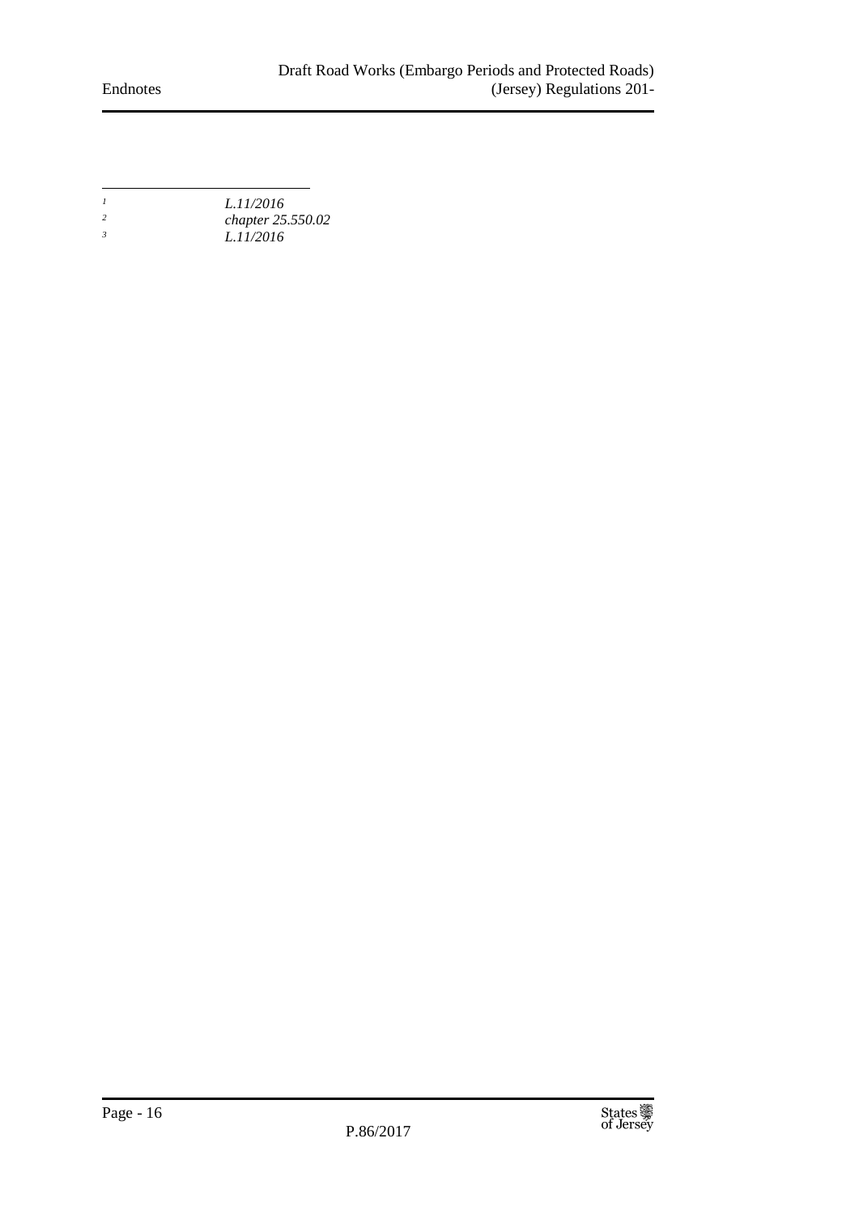[1] *L.11/2016*

[2] *chapter 25.550.02*

[3] *L.11/2016*